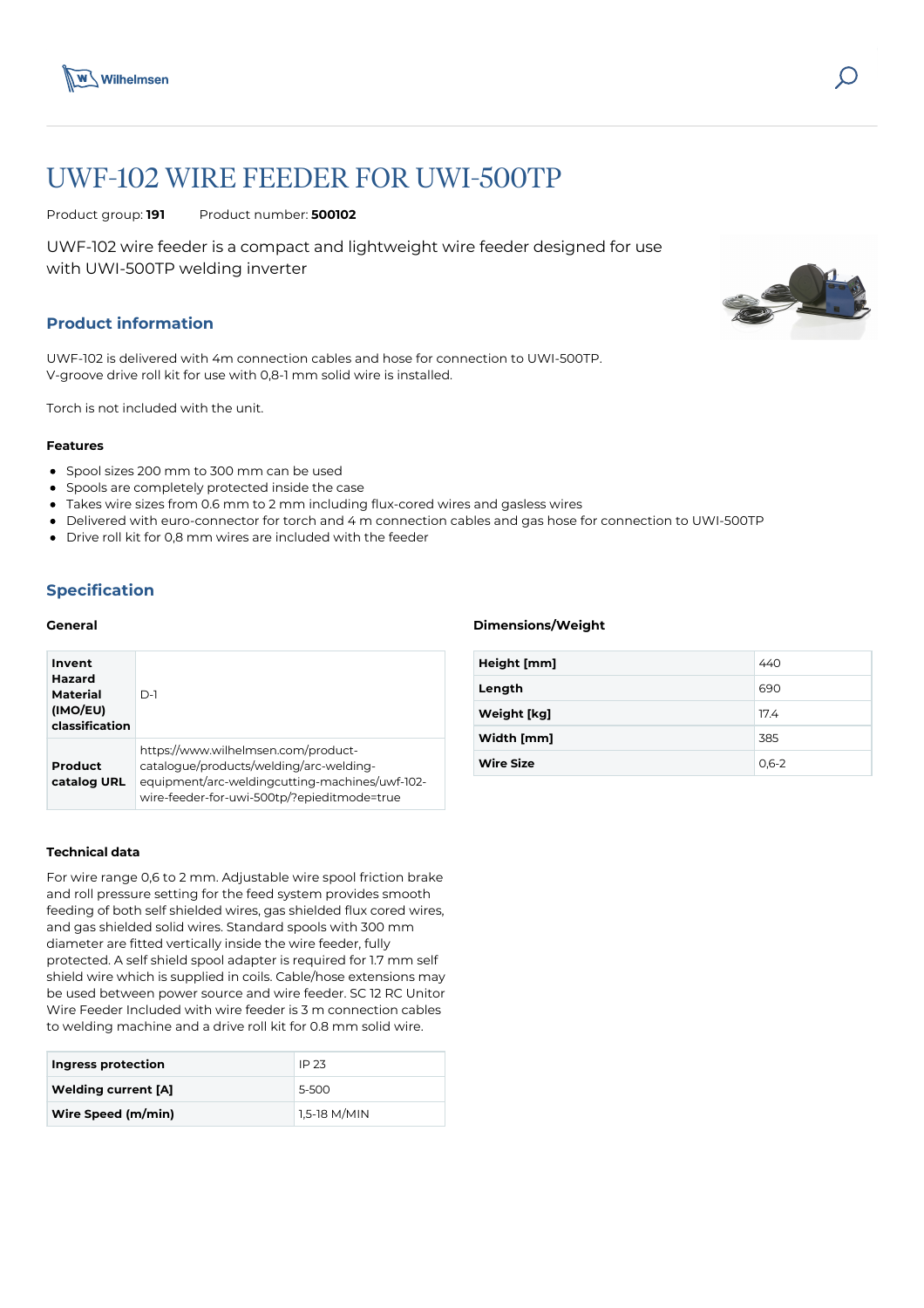# UWF-102 WIRE FEEDER FOR UWI-500TP

Product group: **191**  Product number: **500102**

UWF-102 wire feeder is a compact and lightweight wire feeder designed for use with UWI-500TP welding inverter

## Product information

UWF-102 is delivered with 4m connection cables and hose for connection to UWI-500TP.
V-groove drive roll kit for use with 0,8-1 mm solid wire is installed.

Torch is not included with the unit.

### Features

- Spool sizes 200 mm to 300 mm can be used
- Spools are completely protected inside the case
- Takes wire sizes from 0.6 mm to 2 mm including flux-cored wires and gasless wires
- Delivered with euro-connector for torch and 4 m connection cables and gas hose for connection to UWI-500TP
- Drive roll kit for 0,8 mm wires are included with the feeder

## Specification

### General

| | |
|---|---|
| **Invent Hazard Material (IMO/EU) classification** | D-1 |
| **Product catalog URL** | https://www.wilhelmsen.com/product-catalogue/products/welding/arc-welding/arc-welding-equipment/arc-weldingcutting-machines/uwf-102-wire-feeder-for-uwi-500tp/?epieditmode=true |

### Dimensions/Weight

| | |
|---|---|
| **Height [mm]** | 440 |
| **Length** | 690 |
| **Weight [kg]** | 17.4 |
| **Width [mm]** | 385 |
| **Wire Size** | 0,6-2 |

### Technical data

For wire range 0,6 to 2 mm. Adjustable wire spool friction brake and roll pressure setting for the feed system provides smooth feeding of both self shielded wires, gas shielded flux cored wires, and gas shielded solid wires. Standard spools with 300 mm diameter are fitted vertically inside the wire feeder, fully protected. A self shield spool adapter is required for 1.7 mm self shield wire which is supplied in coils. Cable/hose extensions may be used between power source and wire feeder. SC 12 RC Unitor Wire Feeder Included with wire feeder is 3 m connection cables to welding machine and a drive roll kit for 0.8 mm solid wire.

| | |
|---|---|
| **Ingress protection** | IP 23 |
| **Welding current [A]** | 5-500 |
| **Wire Speed (m/min)** | 1,5-18 M/MIN |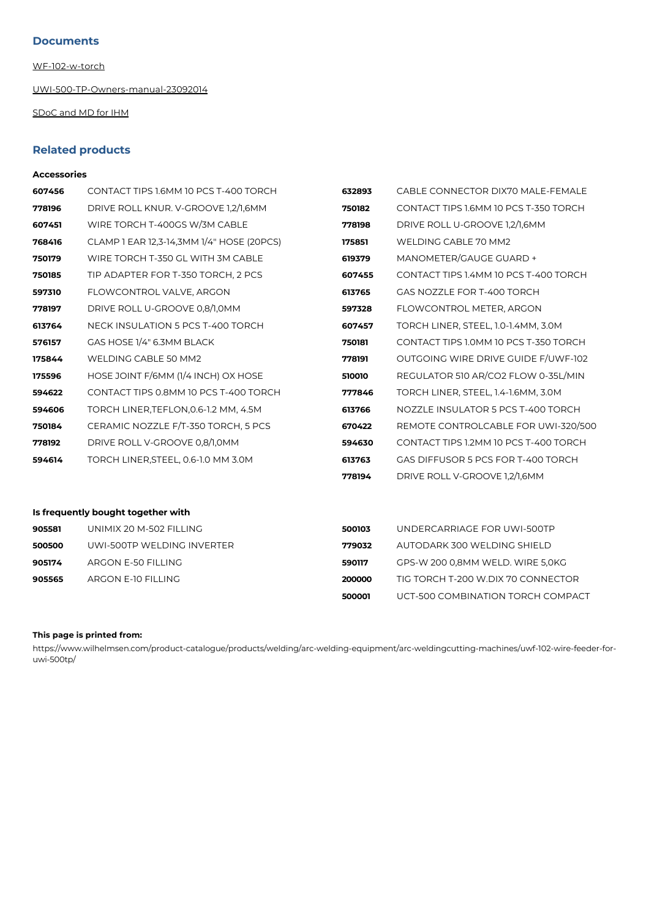## Documents

WF-102-w-torch

UWI-500-TP-Owners-manual-23092014

SDoC and MD for IHM

## Related products

### Accessories

| | | | |
|---|---|---|---|
| **607456** | CONTACT TIPS 1.6MM 10 PCS T-400 TORCH | **632893** | CABLE CONNECTOR DIX70 MALE-FEMALE |
| **778196** | DRIVE ROLL KNUR. V-GROOVE 1,2/1,6MM | **750182** | CONTACT TIPS 1.6MM 10 PCS T-350 TORCH |
| **607451** | WIRE TORCH T-400GS W/3M CABLE | **778198** | DRIVE ROLL U-GROOVE 1,2/1,6MM |
| **768416** | CLAMP 1 EAR 12,3-14,3MM 1/4" HOSE (20PCS) | **175851** | WELDING CABLE 70 MM2 |
| **750179** | WIRE TORCH T-350 GL WITH 3M CABLE | **619379** | MANOMETER/GAUGE GUARD + |
| **750185** | TIP ADAPTER FOR T-350 TORCH, 2 PCS | **607455** | CONTACT TIPS 1.4MM 10 PCS T-400 TORCH |
| **597310** | FLOWCONTROL VALVE, ARGON | **613765** | GAS NOZZLE FOR T-400 TORCH |
| **778197** | DRIVE ROLL U-GROOVE 0,8/1,0MM | **597328** | FLOWCONTROL METER, ARGON |
| **613764** | NECK INSULATION 5 PCS T-400 TORCH | **607457** | TORCH LINER, STEEL, 1.0-1.4MM, 3.0M |
| **576157** | GAS HOSE 1/4" 6.3MM BLACK | **750181** | CONTACT TIPS 1.0MM 10 PCS T-350 TORCH |
| **175844** | WELDING CABLE 50 MM2 | **778191** | OUTGOING WIRE DRIVE GUIDE F/UWF-102 |
| **175596** | HOSE JOINT F/6MM (1/4 INCH) OX HOSE | **510010** | REGULATOR 510 AR/CO2 FLOW 0-35L/MIN |
| **594622** | CONTACT TIPS 0.8MM 10 PCS T-400 TORCH | **777846** | TORCH LINER, STEEL, 1.4-1.6MM, 3.0M |
| **594606** | TORCH LINER,TEFLON,0.6-1.2 MM, 4.5M | **613766** | NOZZLE INSULATOR 5 PCS T-400 TORCH |
| **750184** | CERAMIC NOZZLE F/T-350 TORCH, 5 PCS | **670422** | REMOTE CONTROLCABLE FOR UWI-320/500 |
| **778192** | DRIVE ROLL V-GROOVE 0,8/1,0MM | **594630** | CONTACT TIPS 1.2MM 10 PCS T-400 TORCH |
| **594614** | TORCH LINER,STEEL, 0.6-1.0 MM 3.0M | **613763** | GAS DIFFUSOR 5 PCS FOR T-400 TORCH |
| | | **778194** | DRIVE ROLL V-GROOVE 1,2/1,6MM |

### Is frequently bought together with

| | | | |
|---|---|---|---|
| **905581** | UNIMIX 20 M-502 FILLING | **500103** | UNDERCARRIAGE FOR UWI-500TP |
| **500500** | UWI-500TP WELDING INVERTER | **779032** | AUTODARK 300 WELDING SHIELD |
| **905174** | ARGON E-50 FILLING | **590117** | GPS-W 200 0,8MM WELD. WIRE 5,0KG |
| **905565** | ARGON E-10 FILLING | **200000** | TIG TORCH T-200 W.DIX 70 CONNECTOR |
| | | **500001** | UCT-500 COMBINATION TORCH COMPACT |

**This page is printed from:**

https://www.wilhelmsen.com/product-catalogue/products/welding/arc-welding-equipment/arc-weldingcutting-machines/uwf-102-wire-feeder-for-uwi-500tp/